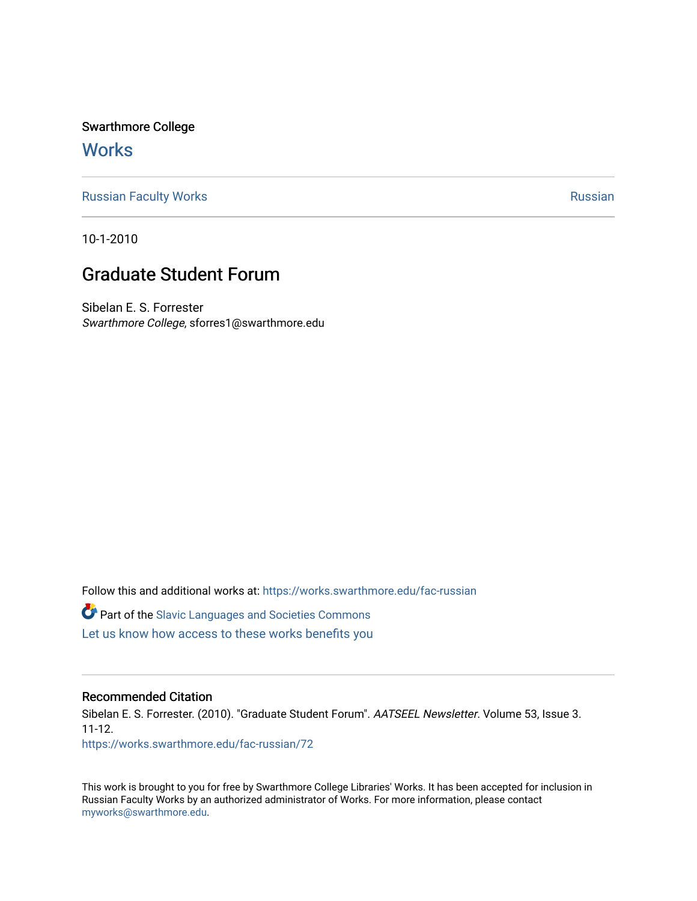Swarthmore College

# Works

Russian Faculty Works | Russian

10-1-2010

# Graduate Student Forum

Sibelan E. S. Forrester
*Swarthmore College*, sforres1@swarthmore.edu

Follow this and additional works at: https://works.swarthmore.edu/fac-russian

Part of the Slavic Languages and Societies Commons

Let us know how access to these works benefits you

## Recommended Citation

Sibelan E. S. Forrester. (2010). "Graduate Student Forum". *AATSEEL Newsletter*. Volume 53, Issue 3. 11-12.
https://works.swarthmore.edu/fac-russian/72

This work is brought to you for free by Swarthmore College Libraries' Works. It has been accepted for inclusion in Russian Faculty Works by an authorized administrator of Works. For more information, please contact myworks@swarthmore.edu.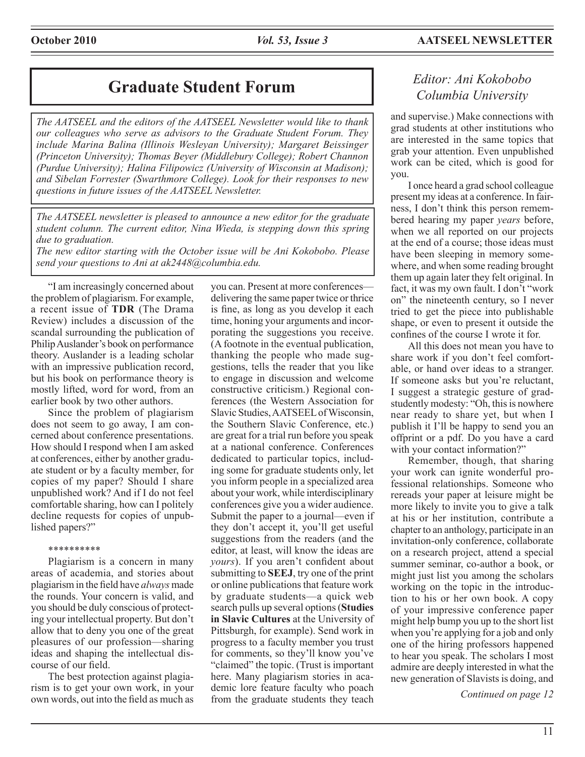# Graduate Student Forum

*Editor: Ani Kokobobo*
*Columbia University*

*The AATSEEL and the editors of the AATSEEL Newsletter would like to thank our colleagues who serve as advisors to the Graduate Student Forum. They include Marina Balina (Illinois Wesleyan University); Margaret Beissinger (Princeton University); Thomas Beyer (Middlebury College); Robert Channon (Purdue University); Halina Filipowicz (University of Wisconsin at Madison); and Sibelan Forrester (Swarthmore College). Look for their responses to new questions in future issues of the AATSEEL Newsletter.*

*The AATSEEL newsletter is pleased to announce a new editor for the graduate student column. The current editor, Nina Wieda, is stepping down this spring due to graduation.*
*The new editor starting with the October issue will be Ani Kokobobo. Please send your questions to Ani at ak2448@columbia.edu.*

"I am increasingly concerned about the problem of plagiarism. For example, a recent issue of **TDR** (The Drama Review) includes a discussion of the scandal surrounding the publication of Philip Auslander's book on performance theory. Auslander is a leading scholar with an impressive publication record, but his book on performance theory is mostly lifted, word for word, from an earlier book by two other authors.

Since the problem of plagiarism does not seem to go away, I am concerned about conference presentations. How should I respond when I am asked at conferences, either by another graduate student or by a faculty member, for copies of my paper? Should I share unpublished work? And if I do not feel comfortable sharing, how can I politely decline requests for copies of unpublished papers?"

\*\*\*\*\*\*\*\*\*\*

Plagiarism is a concern in many areas of academia, and stories about plagiarism in the field have *always* made the rounds. Your concern is valid, and you should be duly conscious of protecting your intellectual property. But don't allow that to deny you one of the great pleasures of our profession—sharing ideas and shaping the intellectual discourse of our field.

The best protection against plagiarism is to get your own work, in your own words, out into the field as much as you can. Present at more conferences—delivering the same paper twice or thrice is fine, as long as you develop it each time, honing your arguments and incorporating the suggestions you receive. (A footnote in the eventual publication, thanking the people who made suggestions, tells the reader that you like to engage in discussion and welcome constructive criticism.) Regional conferences (the Western Association for Slavic Studies, AATSEEL of Wisconsin, the Southern Slavic Conference, etc.) are great for a trial run before you speak at a national conference. Conferences dedicated to particular topics, including some for graduate students only, let you inform people in a specialized area about your work, while interdisciplinary conferences give you a wider audience. Submit the paper to a journal—even if they don't accept it, you'll get useful suggestions from the readers (and the editor, at least, will know the ideas are *yours*). If you aren't confident about submitting to **SEEJ**, try one of the print or online publications that feature work by graduate students—a quick web search pulls up several options (**Studies in Slavic Cultures** at the University of Pittsburgh, for example). Send work in progress to a faculty member you trust for comments, so they'll know you've "claimed" the topic. (Trust is important here. Many plagiarism stories in academic lore feature faculty who poach from the graduate students they teach and supervise.) Make connections with grad students at other institutions who are interested in the same topics that grab your attention. Even unpublished work can be cited, which is good for you.

I once heard a grad school colleague present my ideas at a conference. In fairness, I don't think this person remembered hearing my paper *years* before, when we all reported on our projects at the end of a course; those ideas must have been sleeping in memory somewhere, and when some reading brought them up again later they felt original. In fact, it was my own fault. I don't "work on" the nineteenth century, so I never tried to get the piece into publishable shape, or even to present it outside the confines of the course I wrote it for.

All this does not mean you have to share work if you don't feel comfortable, or hand over ideas to a stranger. If someone asks but you're reluctant, I suggest a strategic gesture of grad-studently modesty: "Oh, this is nowhere near ready to share yet, but when I publish it I'll be happy to send you an offprint or a pdf. Do you have a card with your contact information?"

Remember, though, that sharing your work can ignite wonderful professional relationships. Someone who rereads your paper at leisure might be more likely to invite you to give a talk at his or her institution, contribute a chapter to an anthology, participate in an invitation-only conference, collaborate on a research project, attend a special summer seminar, co-author a book, or might just list you among the scholars working on the topic in the introduction to his or her own book. A copy of your impressive conference paper might help bump you up to the short list when you're applying for a job and only one of the hiring professors happened to hear you speak. The scholars I most admire are deeply interested in what the new generation of Slavists is doing, and

*Continued on page 12*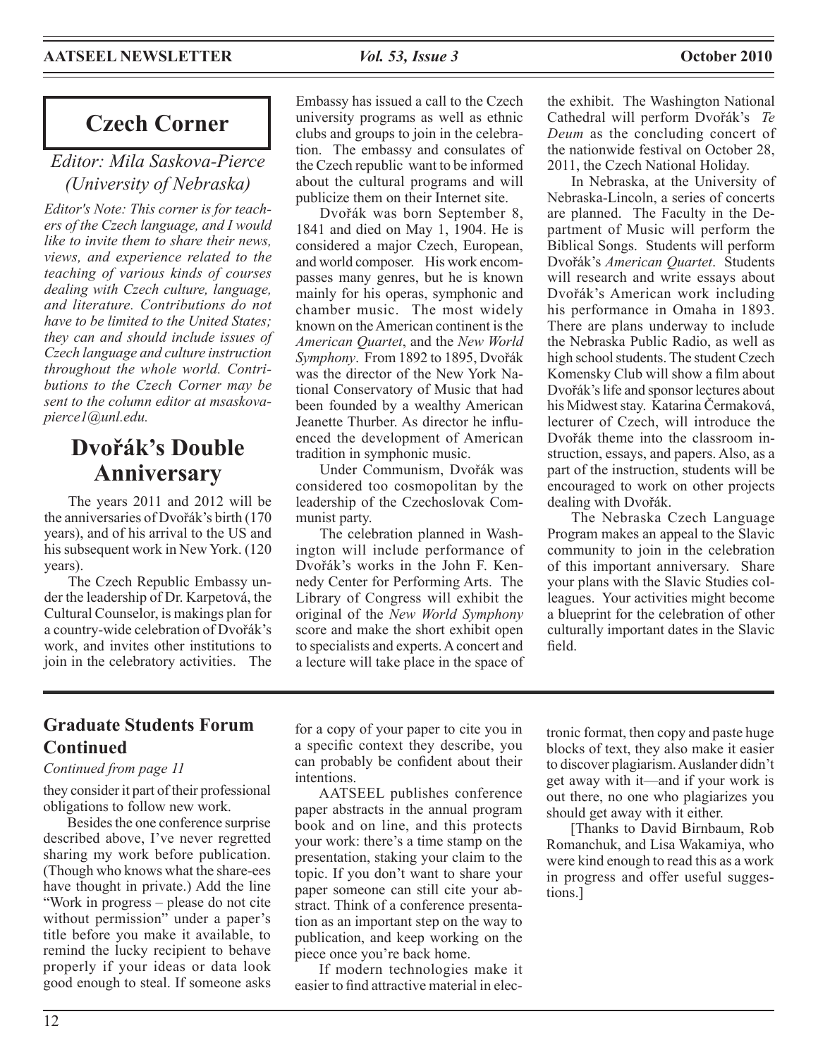# Czech Corner

*Editor: Mila Saskova-Pierce (University of Nebraska)*

*Editor's Note: This corner is for teachers of the Czech language, and I would like to invite them to share their news, views, and experience related to the teaching of various kinds of courses dealing with Czech culture, language, and literature. Contributions do not have to be limited to the United States; they can and should include issues of Czech language and culture instruction throughout the whole world. Contributions to the Czech Corner may be sent to the column editor at msaskova-pierce1@unl.edu.*

## Dvořák's Double Anniversary

The years 2011 and 2012 will be the anniversaries of Dvořák's birth (170 years), and of his arrival to the US and his subsequent work in New York. (120 years).

The Czech Republic Embassy under the leadership of Dr. Karpetová, the Cultural Counselor, is makings plan for a country-wide celebration of Dvořák's work, and invites other institutions to join in the celebratory activities. The Embassy has issued a call to the Czech university programs as well as ethnic clubs and groups to join in the celebration. The embassy and consulates of the Czech republic want to be informed about the cultural programs and will publicize them on their Internet site.

Dvořák was born September 8, 1841 and died on May 1, 1904. He is considered a major Czech, European, and world composer. His work encompasses many genres, but he is known mainly for his operas, symphonic and chamber music. The most widely known on the American continent is the *American Quartet*, and the *New World Symphony*. From 1892 to 1895, Dvořák was the director of the New York National Conservatory of Music that had been founded by a wealthy American Jeanette Thurber. As director he influenced the development of American tradition in symphonic music.

Under Communism, Dvořák was considered too cosmopolitan by the leadership of the Czechoslovak Communist party.

The celebration planned in Washington will include performance of Dvořák's works in the John F. Kennedy Center for Performing Arts. The Library of Congress will exhibit the original of the *New World Symphony* score and make the short exhibit open to specialists and experts. A concert and a lecture will take place in the space of the exhibit. The Washington National Cathedral will perform Dvořák's *Te Deum* as the concluding concert of the nationwide festival on October 28, 2011, the Czech National Holiday.

In Nebraska, at the University of Nebraska-Lincoln, a series of concerts are planned. The Faculty in the Department of Music will perform the Biblical Songs. Students will perform Dvořák's *American Quartet*. Students will research and write essays about Dvořák's American work including his performance in Omaha in 1893. There are plans underway to include the Nebraska Public Radio, as well as high school students. The student Czech Komensky Club will show a film about Dvořák's life and sponsor lectures about his Midwest stay. Katarina Čermaková, lecturer of Czech, will introduce the Dvořák theme into the classroom instruction, essays, and papers. Also, as a part of the instruction, students will be encouraged to work on other projects dealing with Dvořák.

The Nebraska Czech Language Program makes an appeal to the Slavic community to join in the celebration of this important anniversary. Share your plans with the Slavic Studies colleagues. Your activities might become a blueprint for the celebration of other culturally important dates in the Slavic field.

### Graduate Students Forum Continued

*Continued from page 11*

they consider it part of their professional obligations to follow new work.

Besides the one conference surprise described above, I've never regretted sharing my work before publication. (Though who knows what the share-ees have thought in private.) Add the line "Work in progress – please do not cite without permission" under a paper's title before you make it available, to remind the lucky recipient to behave properly if your ideas or data look good enough to steal. If someone asks for a copy of your paper to cite you in a specific context they describe, you can probably be confident about their intentions.

AATSEEL publishes conference paper abstracts in the annual program book and on line, and this protects your work: there's a time stamp on the presentation, staking your claim to the topic. If you don't want to share your paper someone can still cite your abstract. Think of a conference presentation as an important step on the way to publication, and keep working on the piece once you're back home.

If modern technologies make it easier to find attractive material in electronic format, then copy and paste huge blocks of text, they also make it easier to discover plagiarism. Auslander didn't get away with it—and if your work is out there, no one who plagiarizes you should get away with it either.

[Thanks to David Birnbaum, Rob Romanchuk, and Lisa Wakamiya, who were kind enough to read this as a work in progress and offer useful suggestions.]